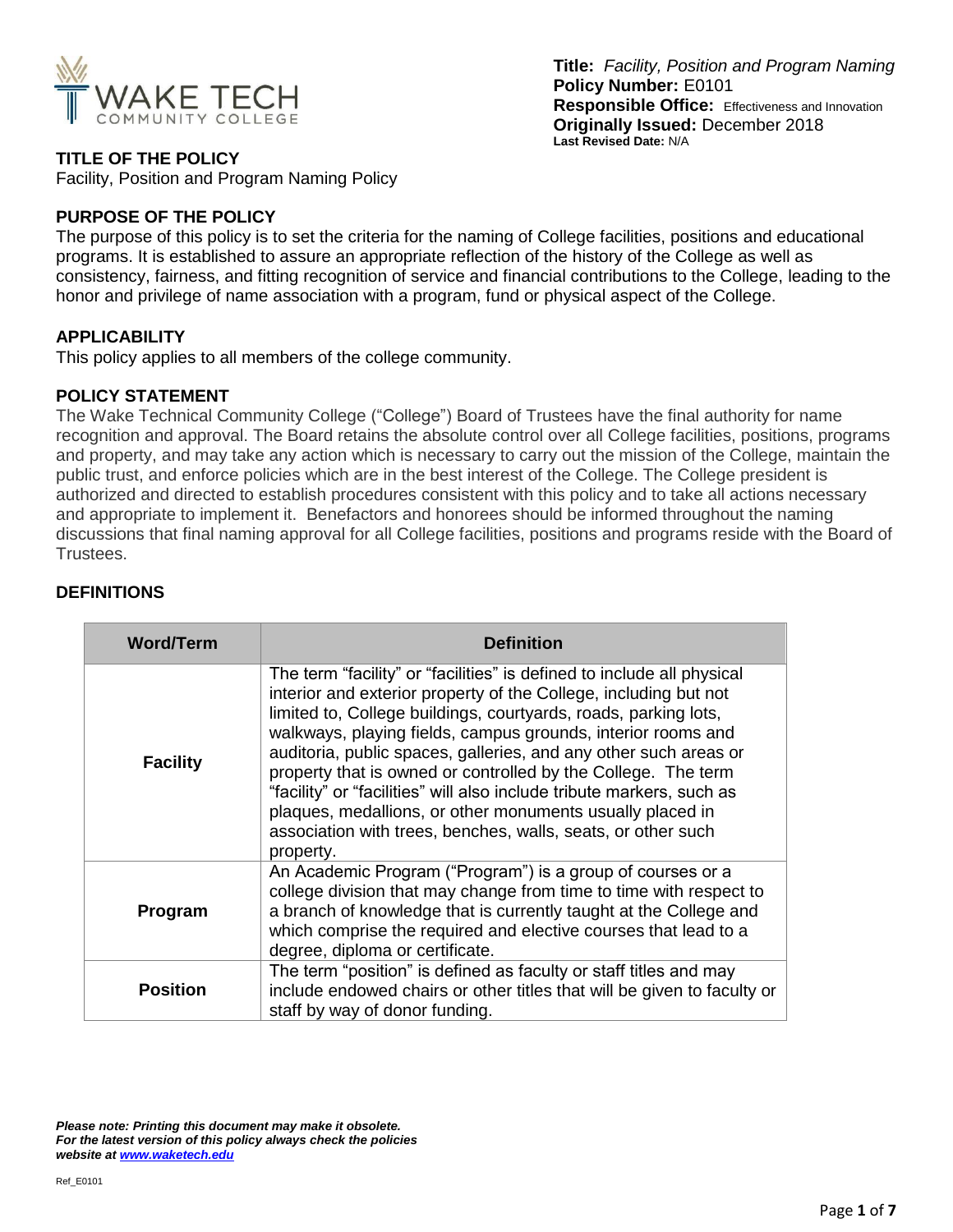**Title:** *Facility, Position and Program Naming*
**Policy Number:** E0101
**Responsible Office:** Effectiveness and Innovation
**Originally Issued:** December 2018
**Last Revised Date:** N/A

## TITLE OF THE POLICY

Facility, Position and Program Naming Policy

## PURPOSE OF THE POLICY

The purpose of this policy is to set the criteria for the naming of College facilities, positions and educational programs. It is established to assure an appropriate reflection of the history of the College as well as consistency, fairness, and fitting recognition of service and financial contributions to the College, leading to the honor and privilege of name association with a program, fund or physical aspect of the College.

## APPLICABILITY

This policy applies to all members of the college community.

## POLICY STATEMENT

The Wake Technical Community College ("College") Board of Trustees have the final authority for name recognition and approval. The Board retains the absolute control over all College facilities, positions, programs and property, and may take any action which is necessary to carry out the mission of the College, maintain the public trust, and enforce policies which are in the best interest of the College. The College president is authorized and directed to establish procedures consistent with this policy and to take all actions necessary and appropriate to implement it. Benefactors and honorees should be informed throughout the naming discussions that final naming approval for all College facilities, positions and programs reside with the Board of Trustees.

## DEFINITIONS

| Word/Term | Definition |
|---|---|
| **Facility** | The term "facility" or "facilities" is defined to include all physical interior and exterior property of the College, including but not limited to, College buildings, courtyards, roads, parking lots, walkways, playing fields, campus grounds, interior rooms and auditoria, public spaces, galleries, and any other such areas or property that is owned or controlled by the College. The term "facility" or "facilities" will also include tribute markers, such as plaques, medallions, or other monuments usually placed in association with trees, benches, walls, seats, or other such property. |
| **Program** | An Academic Program ("Program") is a group of courses or a college division that may change from time to time with respect to a branch of knowledge that is currently taught at the College and which comprise the required and elective courses that lead to a degree, diploma or certificate. |
| **Position** | The term "position" is defined as faculty or staff titles and may include endowed chairs or other titles that will be given to faculty or staff by way of donor funding. |

***Please note: Printing this document may make it obsolete. For the latest version of this policy always check the policies website at [www.waketech.edu](www.waketech.edu)***

Ref_E0101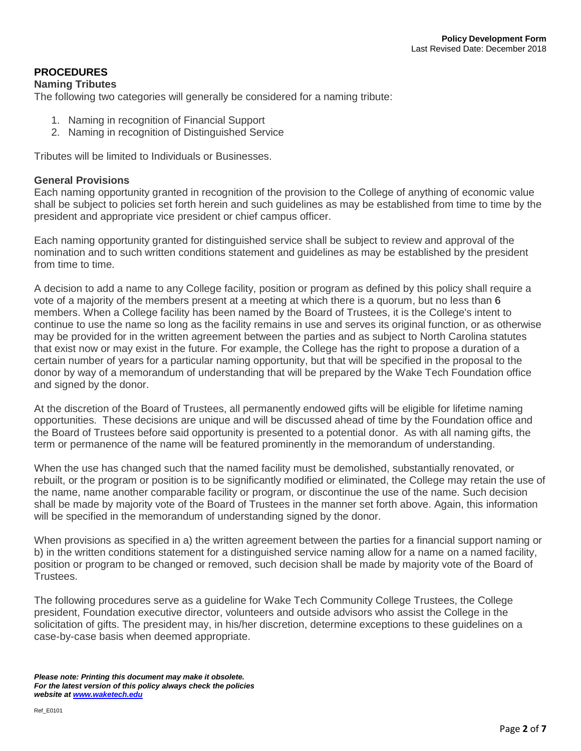## PROCEDURES

### Naming Tributes

The following two categories will generally be considered for a naming tribute:

1. Naming in recognition of Financial Support
2. Naming in recognition of Distinguished Service

Tributes will be limited to Individuals or Businesses.

### General Provisions

Each naming opportunity granted in recognition of the provision to the College of anything of economic value shall be subject to policies set forth herein and such guidelines as may be established from time to time by the president and appropriate vice president or chief campus officer.

Each naming opportunity granted for distinguished service shall be subject to review and approval of the nomination and to such written conditions statement and guidelines as may be established by the president from time to time.

A decision to add a name to any College facility, position or program as defined by this policy shall require a vote of a majority of the members present at a meeting at which there is a quorum, but no less than 6 members. When a College facility has been named by the Board of Trustees, it is the College's intent to continue to use the name so long as the facility remains in use and serves its original function, or as otherwise may be provided for in the written agreement between the parties and as subject to North Carolina statutes that exist now or may exist in the future. For example, the College has the right to propose a duration of a certain number of years for a particular naming opportunity, but that will be specified in the proposal to the donor by way of a memorandum of understanding that will be prepared by the Wake Tech Foundation office and signed by the donor.

At the discretion of the Board of Trustees, all permanently endowed gifts will be eligible for lifetime naming opportunities. These decisions are unique and will be discussed ahead of time by the Foundation office and the Board of Trustees before said opportunity is presented to a potential donor. As with all naming gifts, the term or permanence of the name will be featured prominently in the memorandum of understanding.

When the use has changed such that the named facility must be demolished, substantially renovated, or rebuilt, or the program or position is to be significantly modified or eliminated, the College may retain the use of the name, name another comparable facility or program, or discontinue the use of the name. Such decision shall be made by majority vote of the Board of Trustees in the manner set forth above. Again, this information will be specified in the memorandum of understanding signed by the donor.

When provisions as specified in a) the written agreement between the parties for a financial support naming or b) in the written conditions statement for a distinguished service naming allow for a name on a named facility, position or program to be changed or removed, such decision shall be made by majority vote of the Board of Trustees.

The following procedures serve as a guideline for Wake Tech Community College Trustees, the College president, Foundation executive director, volunteers and outside advisors who assist the College in the solicitation of gifts. The president may, in his/her discretion, determine exceptions to these guidelines on a case-by-case basis when deemed appropriate.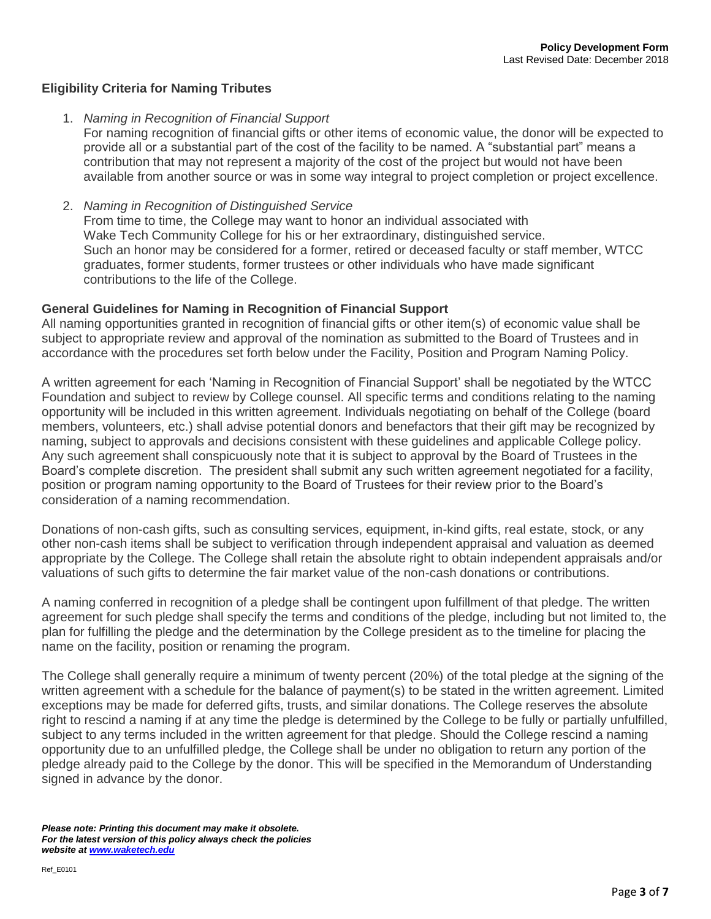## Eligibility Criteria for Naming Tributes

1. *Naming in Recognition of Financial Support*
   For naming recognition of financial gifts or other items of economic value, the donor will be expected to provide all or a substantial part of the cost of the facility to be named. A "substantial part" means a contribution that may not represent a majority of the cost of the project but would not have been available from another source or was in some way integral to project completion or project excellence.

2. *Naming in Recognition of Distinguished Service*
   From time to time, the College may want to honor an individual associated with Wake Tech Community College for his or her extraordinary, distinguished service. Such an honor may be considered for a former, retired or deceased faculty or staff member, WTCC graduates, former students, former trustees or other individuals who have made significant contributions to the life of the College.

**General Guidelines for Naming in Recognition of Financial Support**

All naming opportunities granted in recognition of financial gifts or other item(s) of economic value shall be subject to appropriate review and approval of the nomination as submitted to the Board of Trustees and in accordance with the procedures set forth below under the Facility, Position and Program Naming Policy.

A written agreement for each 'Naming in Recognition of Financial Support' shall be negotiated by the WTCC Foundation and subject to review by College counsel. All specific terms and conditions relating to the naming opportunity will be included in this written agreement. Individuals negotiating on behalf of the College (board members, volunteers, etc.) shall advise potential donors and benefactors that their gift may be recognized by naming, subject to approvals and decisions consistent with these guidelines and applicable College policy. Any such agreement shall conspicuously note that it is subject to approval by the Board of Trustees in the Board's complete discretion. The president shall submit any such written agreement negotiated for a facility, position or program naming opportunity to the Board of Trustees for their review prior to the Board's consideration of a naming recommendation.

Donations of non-cash gifts, such as consulting services, equipment, in-kind gifts, real estate, stock, or any other non-cash items shall be subject to verification through independent appraisal and valuation as deemed appropriate by the College. The College shall retain the absolute right to obtain independent appraisals and/or valuations of such gifts to determine the fair market value of the non-cash donations or contributions.

A naming conferred in recognition of a pledge shall be contingent upon fulfillment of that pledge. The written agreement for such pledge shall specify the terms and conditions of the pledge, including but not limited to, the plan for fulfilling the pledge and the determination by the College president as to the timeline for placing the name on the facility, position or renaming the program.

The College shall generally require a minimum of twenty percent (20%) of the total pledge at the signing of the written agreement with a schedule for the balance of payment(s) to be stated in the written agreement. Limited exceptions may be made for deferred gifts, trusts, and similar donations. The College reserves the absolute right to rescind a naming if at any time the pledge is determined by the College to be fully or partially unfulfilled, subject to any terms included in the written agreement for that pledge. Should the College rescind a naming opportunity due to an unfulfilled pledge, the College shall be under no obligation to return any portion of the pledge already paid to the College by the donor. This will be specified in the Memorandum of Understanding signed in advance by the donor.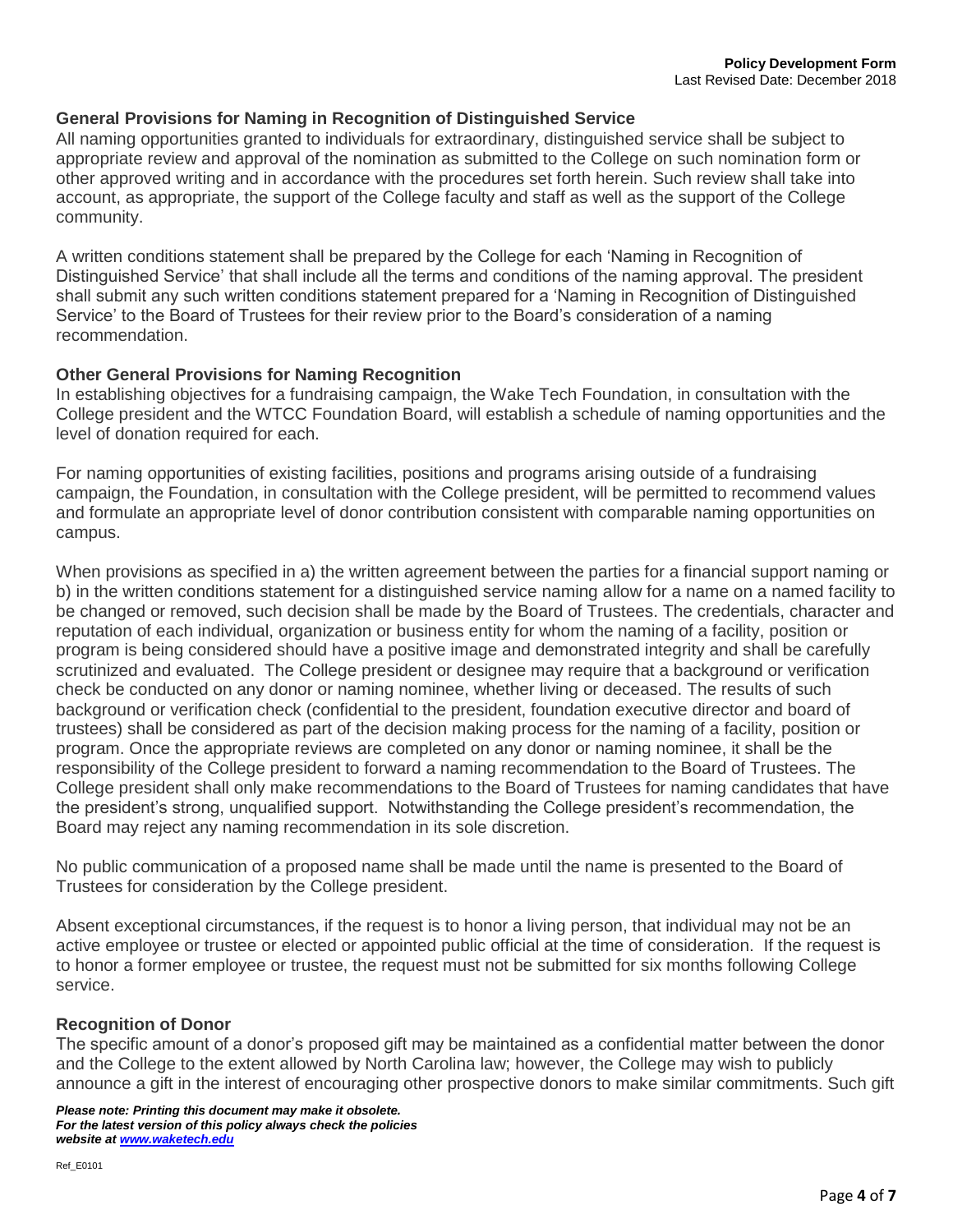### General Provisions for Naming in Recognition of Distinguished Service

All naming opportunities granted to individuals for extraordinary, distinguished service shall be subject to appropriate review and approval of the nomination as submitted to the College on such nomination form or other approved writing and in accordance with the procedures set forth herein. Such review shall take into account, as appropriate, the support of the College faculty and staff as well as the support of the College community.

A written conditions statement shall be prepared by the College for each 'Naming in Recognition of Distinguished Service' that shall include all the terms and conditions of the naming approval. The president shall submit any such written conditions statement prepared for a 'Naming in Recognition of Distinguished Service' to the Board of Trustees for their review prior to the Board's consideration of a naming recommendation.

### Other General Provisions for Naming Recognition

In establishing objectives for a fundraising campaign, the Wake Tech Foundation, in consultation with the College president and the WTCC Foundation Board, will establish a schedule of naming opportunities and the level of donation required for each.

For naming opportunities of existing facilities, positions and programs arising outside of a fundraising campaign, the Foundation, in consultation with the College president, will be permitted to recommend values and formulate an appropriate level of donor contribution consistent with comparable naming opportunities on campus.

When provisions as specified in a) the written agreement between the parties for a financial support naming or b) in the written conditions statement for a distinguished service naming allow for a name on a named facility to be changed or removed, such decision shall be made by the Board of Trustees. The credentials, character and reputation of each individual, organization or business entity for whom the naming of a facility, position or program is being considered should have a positive image and demonstrated integrity and shall be carefully scrutinized and evaluated. The College president or designee may require that a background or verification check be conducted on any donor or naming nominee, whether living or deceased. The results of such background or verification check (confidential to the president, foundation executive director and board of trustees) shall be considered as part of the decision making process for the naming of a facility, position or program. Once the appropriate reviews are completed on any donor or naming nominee, it shall be the responsibility of the College president to forward a naming recommendation to the Board of Trustees. The College president shall only make recommendations to the Board of Trustees for naming candidates that have the president's strong, unqualified support. Notwithstanding the College president's recommendation, the Board may reject any naming recommendation in its sole discretion.

No public communication of a proposed name shall be made until the name is presented to the Board of Trustees for consideration by the College president.

Absent exceptional circumstances, if the request is to honor a living person, that individual may not be an active employee or trustee or elected or appointed public official at the time of consideration. If the request is to honor a former employee or trustee, the request must not be submitted for six months following College service.

### Recognition of Donor

The specific amount of a donor's proposed gift may be maintained as a confidential matter between the donor and the College to the extent allowed by North Carolina law; however, the College may wish to publicly announce a gift in the interest of encouraging other prospective donors to make similar commitments. Such gift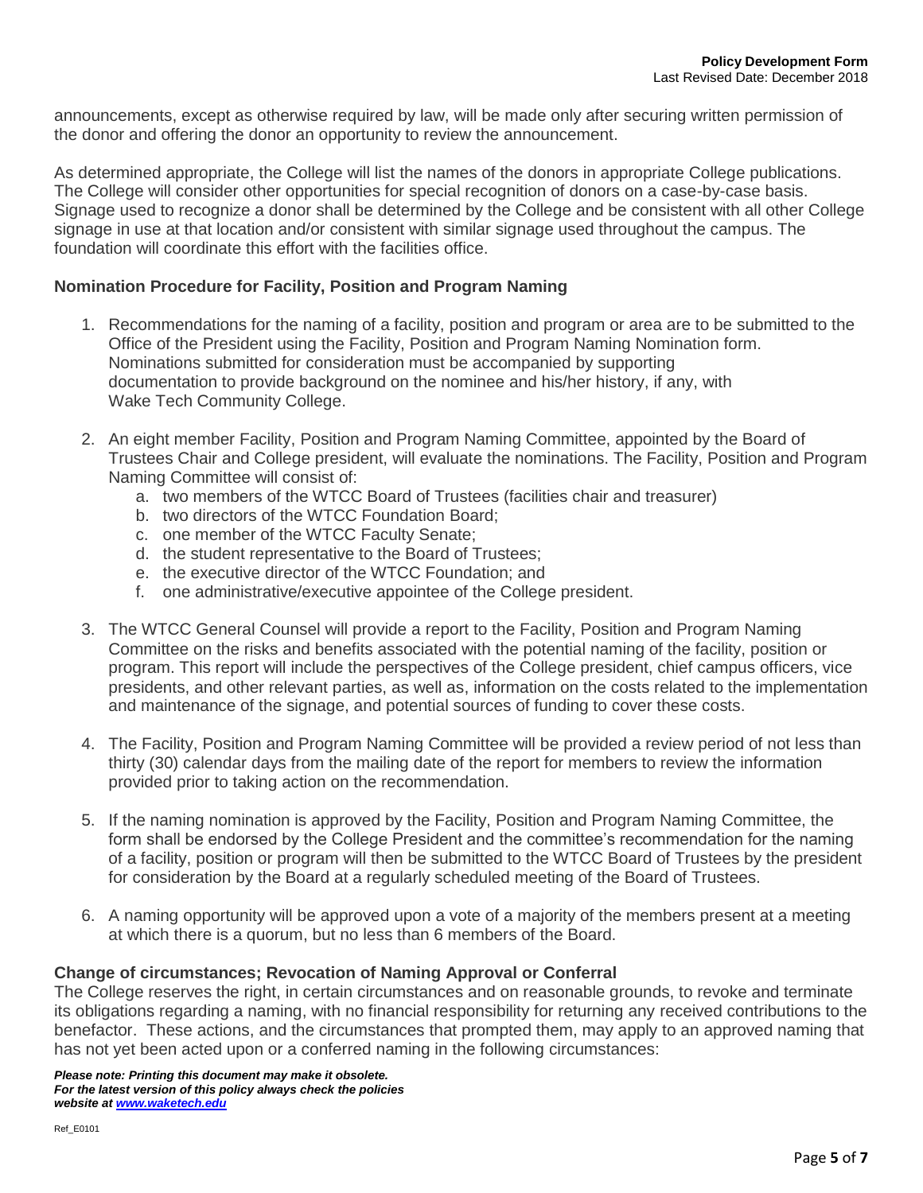announcements, except as otherwise required by law, will be made only after securing written permission of the donor and offering the donor an opportunity to review the announcement.

As determined appropriate, the College will list the names of the donors in appropriate College publications. The College will consider other opportunities for special recognition of donors on a case-by-case basis. Signage used to recognize a donor shall be determined by the College and be consistent with all other College signage in use at that location and/or consistent with similar signage used throughout the campus. The foundation will coordinate this effort with the facilities office.

**Nomination Procedure for Facility, Position and Program Naming**

1. Recommendations for the naming of a facility, position and program or area are to be submitted to the Office of the President using the Facility, Position and Program Naming Nomination form. Nominations submitted for consideration must be accompanied by supporting documentation to provide background on the nominee and his/her history, if any, with Wake Tech Community College.

2. An eight member Facility, Position and Program Naming Committee, appointed by the Board of Trustees Chair and College president, will evaluate the nominations. The Facility, Position and Program Naming Committee will consist of:
   a. two members of the WTCC Board of Trustees (facilities chair and treasurer)
   b. two directors of the WTCC Foundation Board;
   c. one member of the WTCC Faculty Senate;
   d. the student representative to the Board of Trustees;
   e. the executive director of the WTCC Foundation; and
   f. one administrative/executive appointee of the College president.

3. The WTCC General Counsel will provide a report to the Facility, Position and Program Naming Committee on the risks and benefits associated with the potential naming of the facility, position or program. This report will include the perspectives of the College president, chief campus officers, vice presidents, and other relevant parties, as well as, information on the costs related to the implementation and maintenance of the signage, and potential sources of funding to cover these costs.

4. The Facility, Position and Program Naming Committee will be provided a review period of not less than thirty (30) calendar days from the mailing date of the report for members to review the information provided prior to taking action on the recommendation.

5. If the naming nomination is approved by the Facility, Position and Program Naming Committee, the form shall be endorsed by the College President and the committee's recommendation for the naming of a facility, position or program will then be submitted to the WTCC Board of Trustees by the president for consideration by the Board at a regularly scheduled meeting of the Board of Trustees.

6. A naming opportunity will be approved upon a vote of a majority of the members present at a meeting at which there is a quorum, but no less than 6 members of the Board.

**Change of circumstances; Revocation of Naming Approval or Conferral**

The College reserves the right, in certain circumstances and on reasonable grounds, to revoke and terminate its obligations regarding a naming, with no financial responsibility for returning any received contributions to the benefactor. These actions, and the circumstances that prompted them, may apply to an approved naming that has not yet been acted upon or a conferred naming in the following circumstances: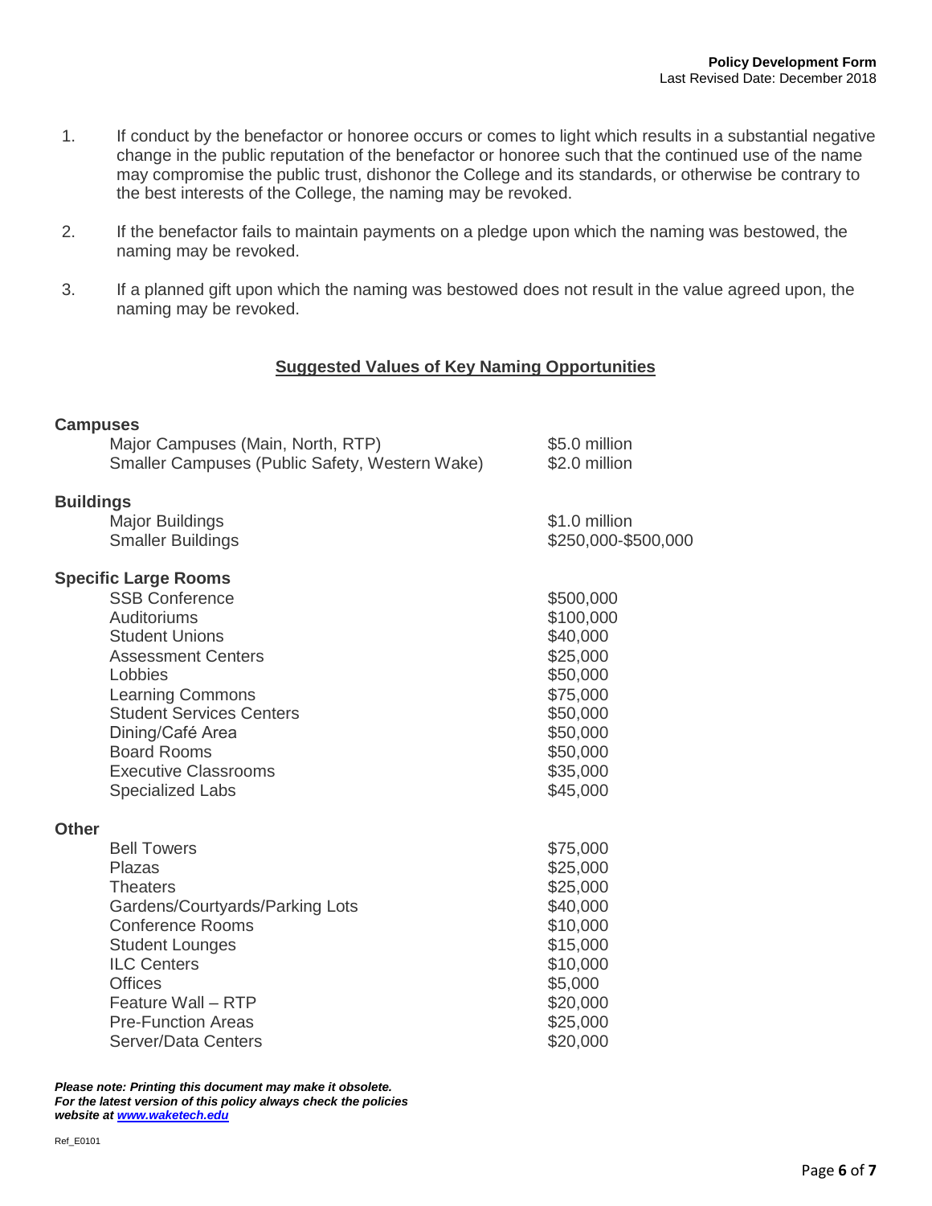1. If conduct by the benefactor or honoree occurs or comes to light which results in a substantial negative change in the public reputation of the benefactor or honoree such that the continued use of the name may compromise the public trust, dishonor the College and its standards, or otherwise be contrary to the best interests of the College, the naming may be revoked.

2. If the benefactor fails to maintain payments on a pledge upon which the naming was bestowed, the naming may be revoked.

3. If a planned gift upon which the naming was bestowed does not result in the value agreed upon, the naming may be revoked.

## Suggested Values of Key Naming Opportunities

| | |
|---|---|
| **Campuses** | |
| Major Campuses (Main, North, RTP) | $5.0 million |
| Smaller Campuses (Public Safety, Western Wake) | $2.0 million |
| **Buildings** | |
| Major Buildings | $1.0 million |
| Smaller Buildings | $250,000-$500,000 |
| **Specific Large Rooms** | |
| SSB Conference | $500,000 |
| Auditoriums | $100,000 |
| Student Unions | $40,000 |
| Assessment Centers | $25,000 |
| Lobbies | $50,000 |
| Learning Commons | $75,000 |
| Student Services Centers | $50,000 |
| Dining/Café Area | $50,000 |
| Board Rooms | $50,000 |
| Executive Classrooms | $35,000 |
| Specialized Labs | $45,000 |
| **Other** | |
| Bell Towers | $75,000 |
| Plazas | $25,000 |
| Theaters | $25,000 |
| Gardens/Courtyards/Parking Lots | $40,000 |
| Conference Rooms | $10,000 |
| Student Lounges | $15,000 |
| ILC Centers | $10,000 |
| Offices | $5,000 |
| Feature Wall – RTP | $20,000 |
| Pre-Function Areas | $25,000 |
| Server/Data Centers | $20,000 |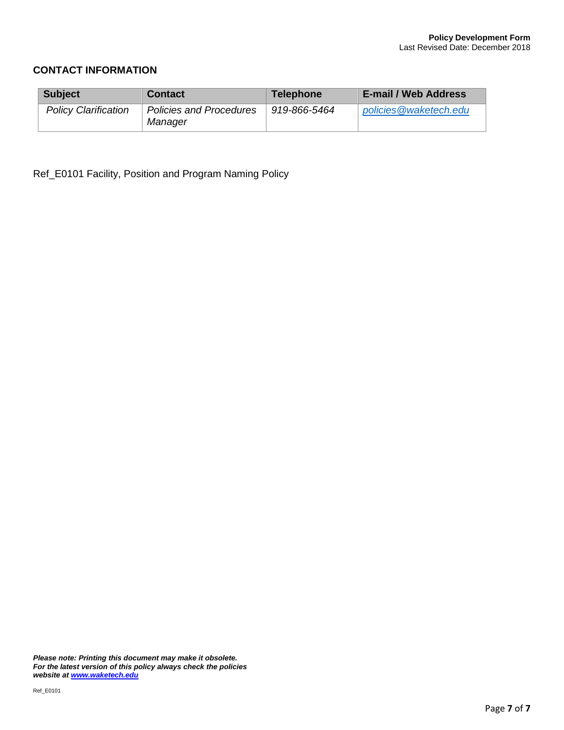## CONTACT INFORMATION

| Subject | Contact | Telephone | E-mail / Web Address |
|---|---|---|---|
| *Policy Clarification* | *Policies and Procedures Manager* | *919-866-5464* | *policies@waketech.edu* |

Ref_E0101 Facility, Position and Program Naming Policy

***Please note: Printing this document may make it obsolete. For the latest version of this policy always check the policies website at www.waketech.edu***